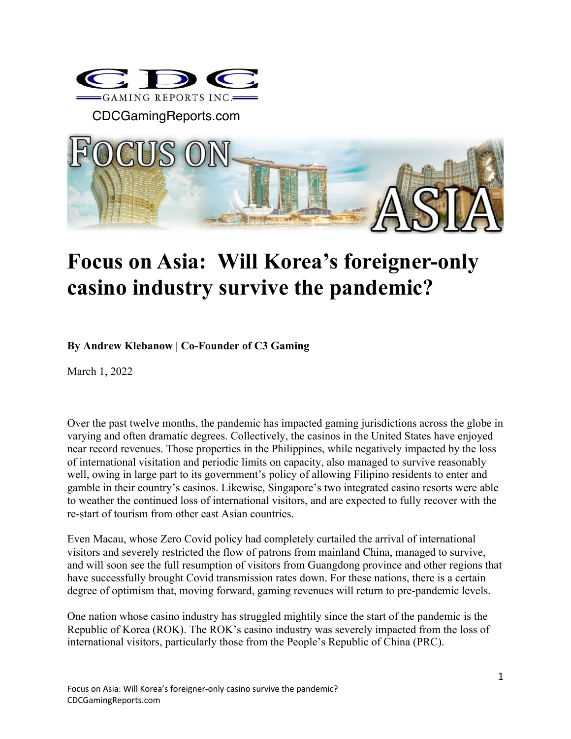CDCGamingReports.com

# Focus on Asia: Will Korea's foreigner-only casino industry survive the pandemic?

**By Andrew Klebanow | Co-Founder of C3 Gaming**

March 1, 2022

Over the past twelve months, the pandemic has impacted gaming jurisdictions across the globe in varying and often dramatic degrees. Collectively, the casinos in the United States have enjoyed near record revenues. Those properties in the Philippines, while negatively impacted by the loss of international visitation and periodic limits on capacity, also managed to survive reasonably well, owing in large part to its government's policy of allowing Filipino residents to enter and gamble in their country's casinos. Likewise, Singapore's two integrated casino resorts were able to weather the continued loss of international visitors, and are expected to fully recover with the re-start of tourism from other east Asian countries.

Even Macau, whose Zero Covid policy had completely curtailed the arrival of international visitors and severely restricted the flow of patrons from mainland China, managed to survive, and will soon see the full resumption of visitors from Guangdong province and other regions that have successfully brought Covid transmission rates down. For these nations, there is a certain degree of optimism that, moving forward, gaming revenues will return to pre-pandemic levels.

One nation whose casino industry has struggled mightily since the start of the pandemic is the Republic of Korea (ROK). The ROK's casino industry was severely impacted from the loss of international visitors, particularly those from the People's Republic of China (PRC).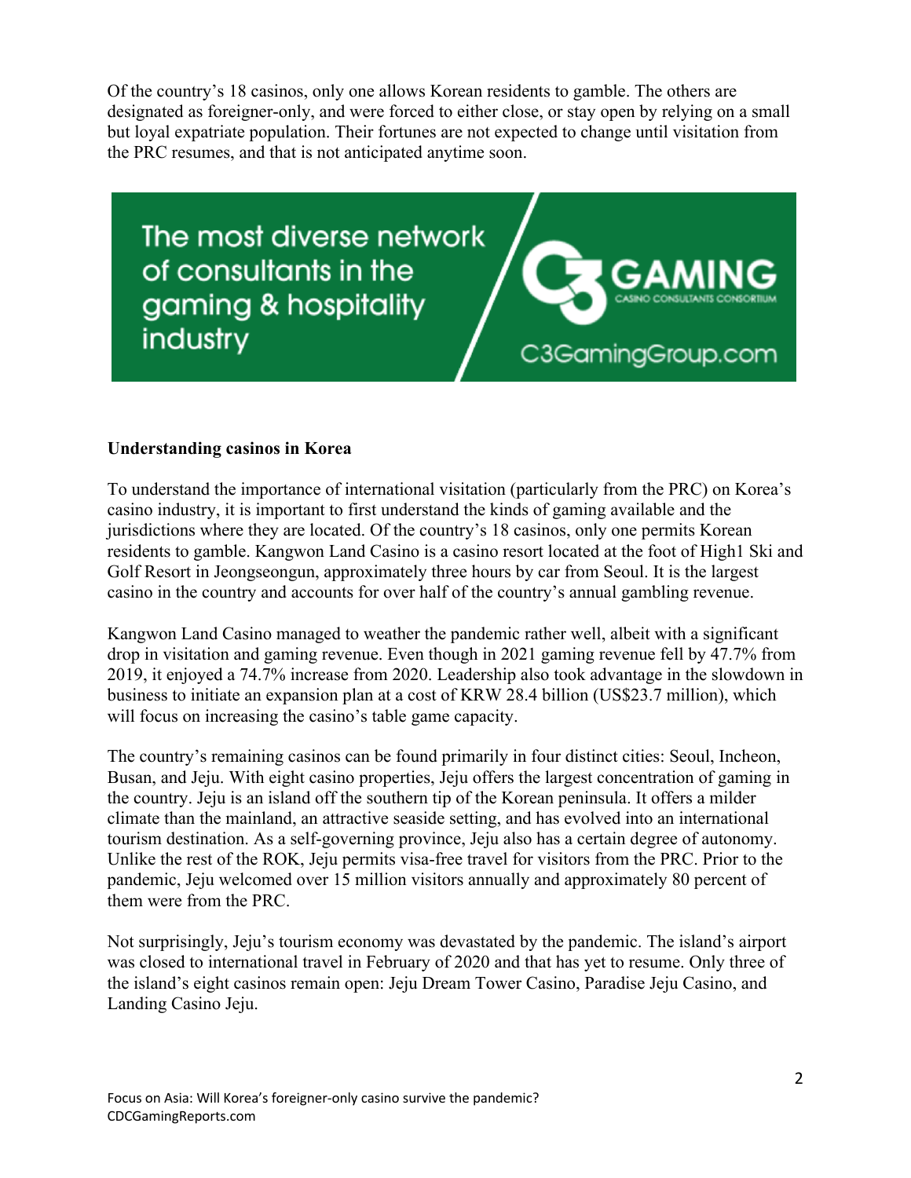Of the country's 18 casinos, only one allows Korean residents to gamble. The others are designated as foreigner-only, and were forced to either close, or stay open by relying on a small but loyal expatriate population. Their fortunes are not expected to change until visitation from the PRC resumes, and that is not anticipated anytime soon.

The most diverse network of consultants in the gaming & hospitality industry

C3 GAMING CASINO CONSULTANTS CONSORTIUM

C3GamingGroup.com

**Understanding casinos in Korea**

To understand the importance of international visitation (particularly from the PRC) on Korea's casino industry, it is important to first understand the kinds of gaming available and the jurisdictions where they are located. Of the country's 18 casinos, only one permits Korean residents to gamble. Kangwon Land Casino is a casino resort located at the foot of High1 Ski and Golf Resort in Jeongseongun, approximately three hours by car from Seoul. It is the largest casino in the country and accounts for over half of the country's annual gambling revenue.

Kangwon Land Casino managed to weather the pandemic rather well, albeit with a significant drop in visitation and gaming revenue. Even though in 2021 gaming revenue fell by 47.7% from 2019, it enjoyed a 74.7% increase from 2020. Leadership also took advantage in the slowdown in business to initiate an expansion plan at a cost of KRW 28.4 billion (US$23.7 million), which will focus on increasing the casino's table game capacity.

The country's remaining casinos can be found primarily in four distinct cities: Seoul, Incheon, Busan, and Jeju. With eight casino properties, Jeju offers the largest concentration of gaming in the country. Jeju is an island off the southern tip of the Korean peninsula. It offers a milder climate than the mainland, an attractive seaside setting, and has evolved into an international tourism destination. As a self-governing province, Jeju also has a certain degree of autonomy. Unlike the rest of the ROK, Jeju permits visa-free travel for visitors from the PRC. Prior to the pandemic, Jeju welcomed over 15 million visitors annually and approximately 80 percent of them were from the PRC.

Not surprisingly, Jeju's tourism economy was devastated by the pandemic. The island's airport was closed to international travel in February of 2020 and that has yet to resume. Only three of the island's eight casinos remain open: Jeju Dream Tower Casino, Paradise Jeju Casino, and Landing Casino Jeju.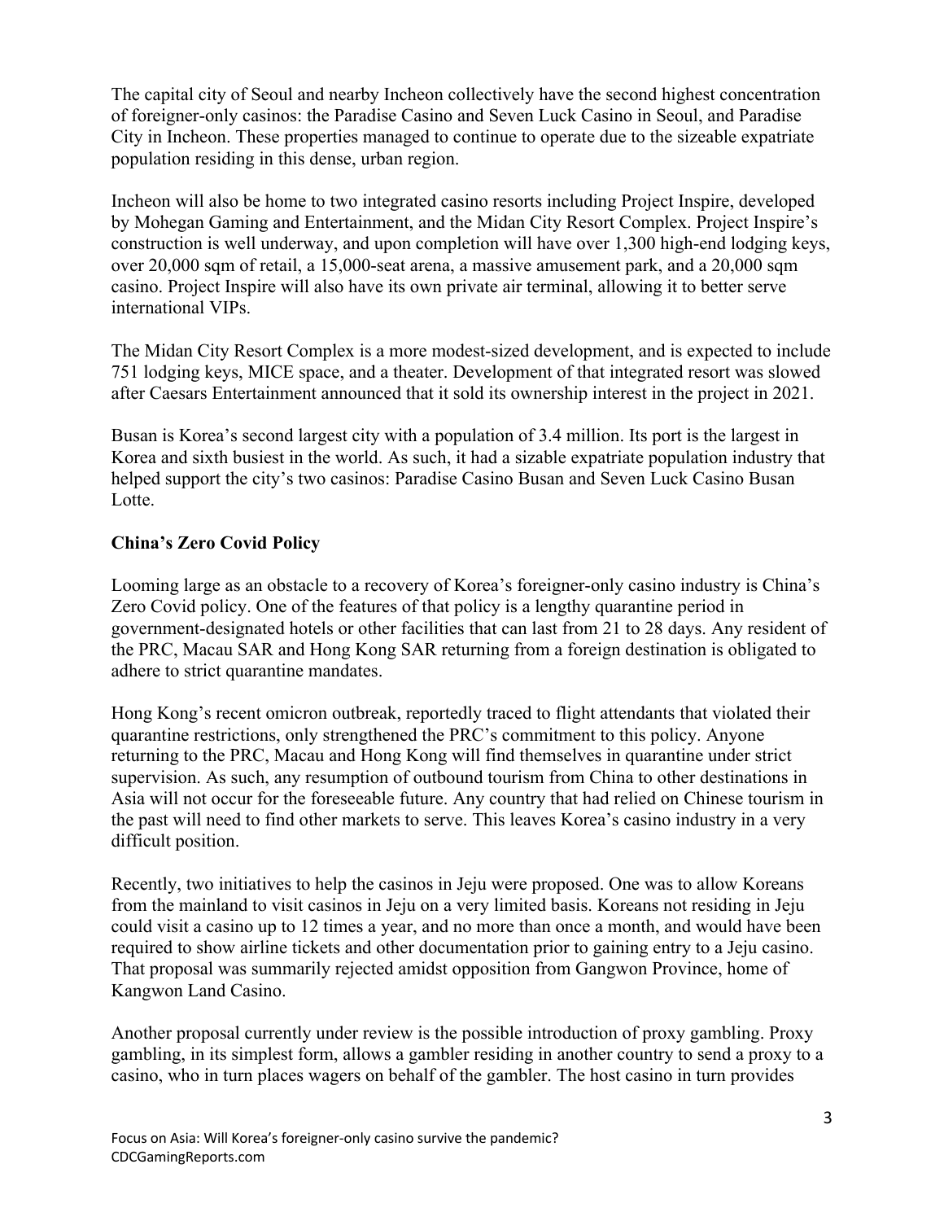The capital city of Seoul and nearby Incheon collectively have the second highest concentration of foreigner-only casinos: the Paradise Casino and Seven Luck Casino in Seoul, and Paradise City in Incheon. These properties managed to continue to operate due to the sizeable expatriate population residing in this dense, urban region.

Incheon will also be home to two integrated casino resorts including Project Inspire, developed by Mohegan Gaming and Entertainment, and the Midan City Resort Complex. Project Inspire's construction is well underway, and upon completion will have over 1,300 high-end lodging keys, over 20,000 sqm of retail, a 15,000-seat arena, a massive amusement park, and a 20,000 sqm casino. Project Inspire will also have its own private air terminal, allowing it to better serve international VIPs.

The Midan City Resort Complex is a more modest-sized development, and is expected to include 751 lodging keys, MICE space, and a theater. Development of that integrated resort was slowed after Caesars Entertainment announced that it sold its ownership interest in the project in 2021.

Busan is Korea's second largest city with a population of 3.4 million. Its port is the largest in Korea and sixth busiest in the world. As such, it had a sizable expatriate population industry that helped support the city's two casinos: Paradise Casino Busan and Seven Luck Casino Busan Lotte.

**China's Zero Covid Policy**

Looming large as an obstacle to a recovery of Korea's foreigner-only casino industry is China's Zero Covid policy. One of the features of that policy is a lengthy quarantine period in government-designated hotels or other facilities that can last from 21 to 28 days. Any resident of the PRC, Macau SAR and Hong Kong SAR returning from a foreign destination is obligated to adhere to strict quarantine mandates.

Hong Kong's recent omicron outbreak, reportedly traced to flight attendants that violated their quarantine restrictions, only strengthened the PRC's commitment to this policy. Anyone returning to the PRC, Macau and Hong Kong will find themselves in quarantine under strict supervision. As such, any resumption of outbound tourism from China to other destinations in Asia will not occur for the foreseeable future. Any country that had relied on Chinese tourism in the past will need to find other markets to serve. This leaves Korea's casino industry in a very difficult position.

Recently, two initiatives to help the casinos in Jeju were proposed. One was to allow Koreans from the mainland to visit casinos in Jeju on a very limited basis. Koreans not residing in Jeju could visit a casino up to 12 times a year, and no more than once a month, and would have been required to show airline tickets and other documentation prior to gaining entry to a Jeju casino. That proposal was summarily rejected amidst opposition from Gangwon Province, home of Kangwon Land Casino.

Another proposal currently under review is the possible introduction of proxy gambling. Proxy gambling, in its simplest form, allows a gambler residing in another country to send a proxy to a casino, who in turn places wagers on behalf of the gambler. The host casino in turn provides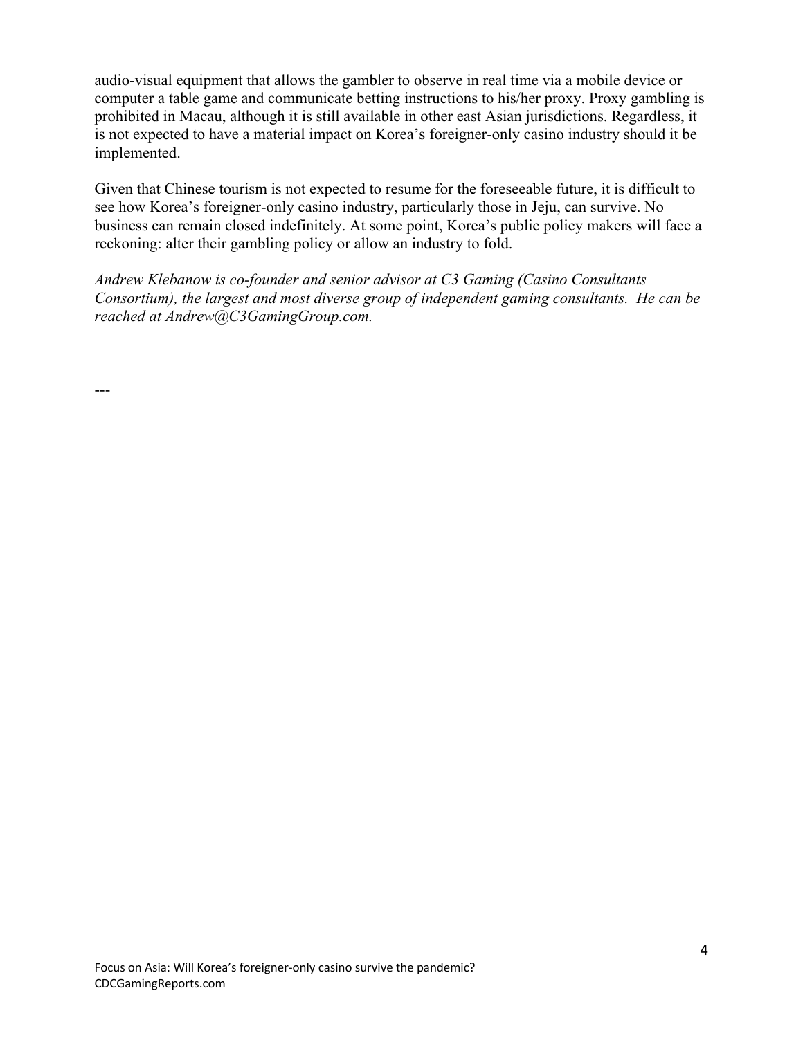audio-visual equipment that allows the gambler to observe in real time via a mobile device or computer a table game and communicate betting instructions to his/her proxy. Proxy gambling is prohibited in Macau, although it is still available in other east Asian jurisdictions. Regardless, it is not expected to have a material impact on Korea's foreigner-only casino industry should it be implemented.

Given that Chinese tourism is not expected to resume for the foreseeable future, it is difficult to see how Korea's foreigner-only casino industry, particularly those in Jeju, can survive. No business can remain closed indefinitely. At some point, Korea's public policy makers will face a reckoning: alter their gambling policy or allow an industry to fold.

*Andrew Klebanow is co-founder and senior advisor at C3 Gaming (Casino Consultants Consortium), the largest and most diverse group of independent gaming consultants. He can be reached at Andrew@C3GamingGroup.com.*

---